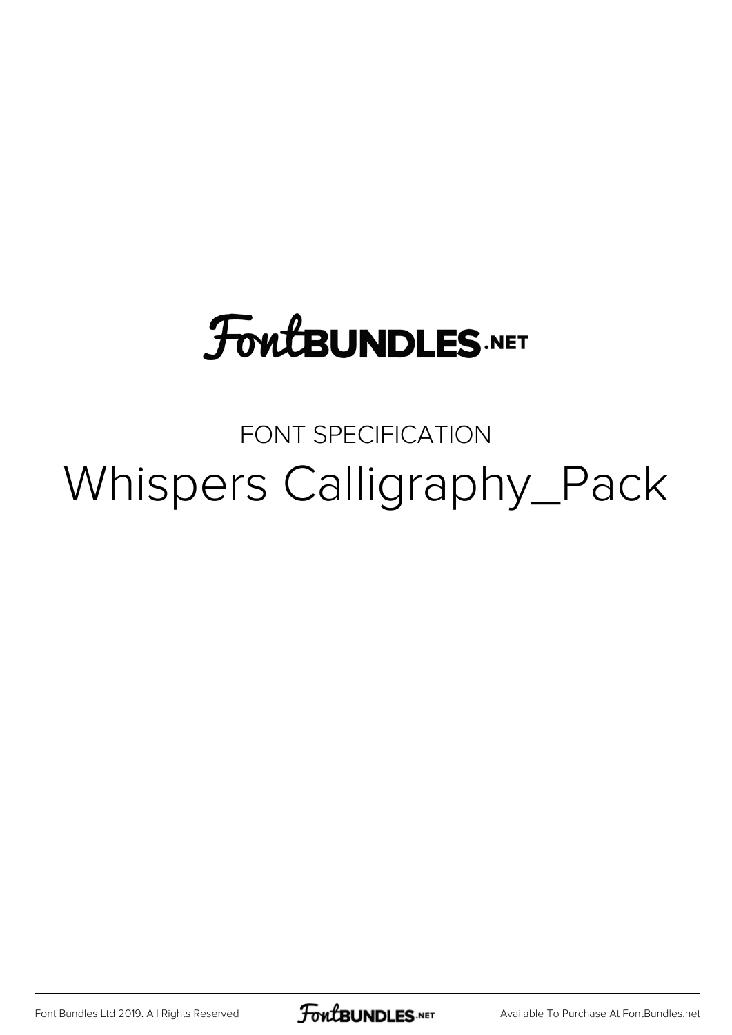FontBUNDLES.NET

FONT SPECIFICATION

# Whispers Calligraphy_Pack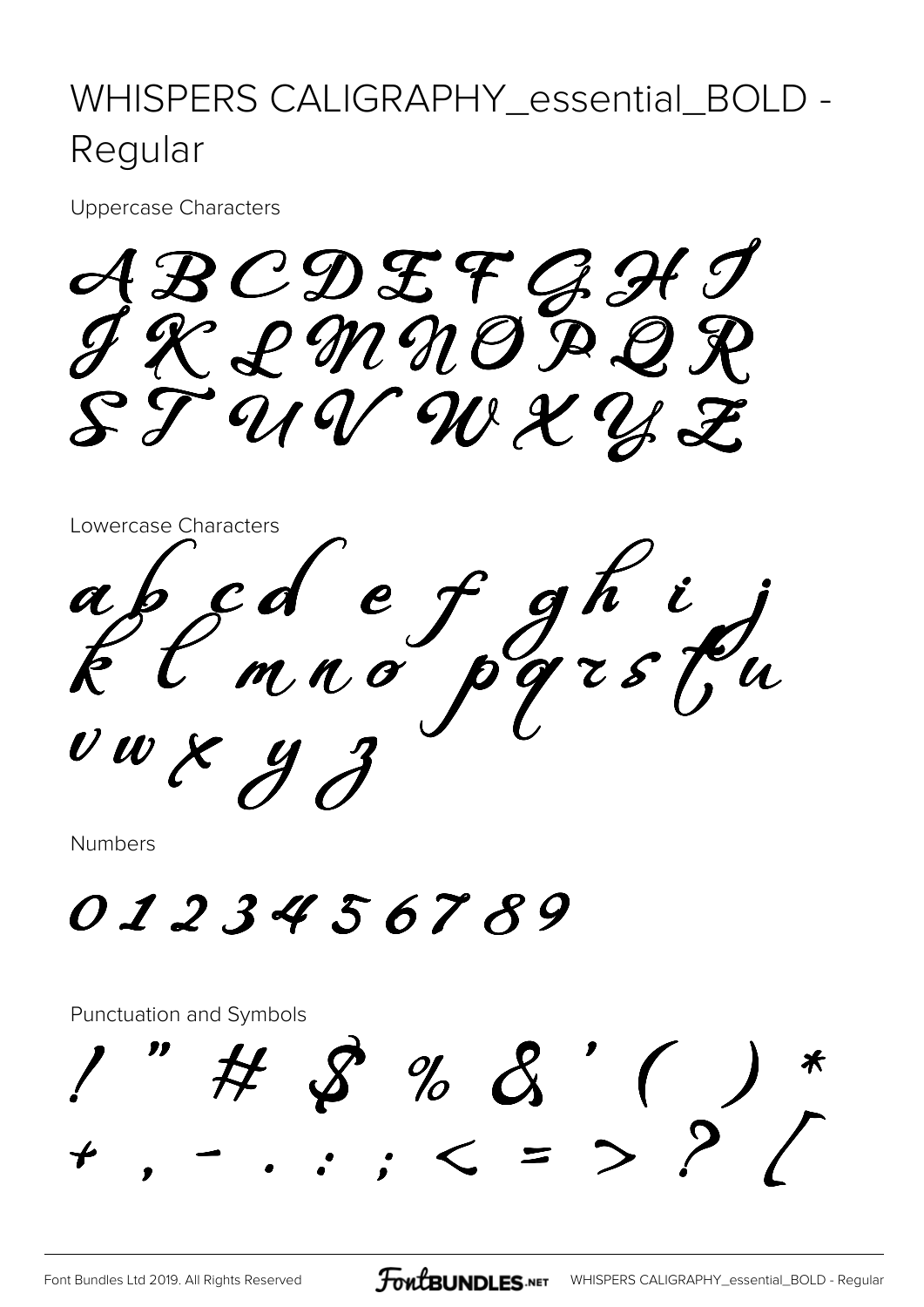# WHISPERS CALIGRAPHY_essential_BOLD - Regular

Uppercase Characters

A B C D E F G H I
J K L M N O P Q R
S T U V W X Y Z

Lowercase Characters

a b c d e f g h i j
k l m n o p q r s t u
v w x y z

Numbers

0 1 2 3 4 5 6 7 8 9

Punctuation and Symbols

! " # $ % & ' ( ) *
+ , - . : ; < = > ? [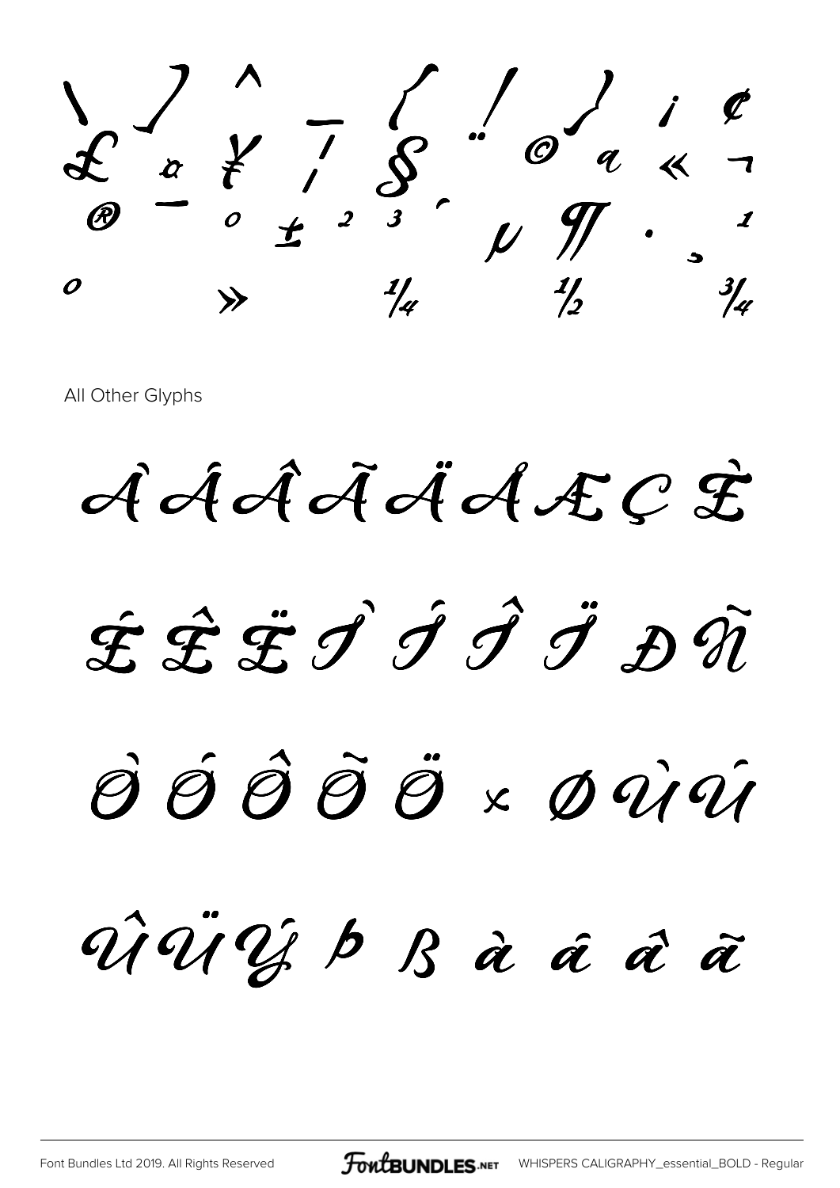\ ] ^ _ { / } ¡ ¢

£ ¤ ¥ ¦ § ¨ © ª « ¬

® ¯ ° ± ² ³ ´ µ ¶ · ¸ ¹

º » ¼ ½ ¾

All Other Glyphs

À Á Â Ã Ä Å Æ Ç È

É Ê Ë Ì Í Î Ï Ð Ñ

Ò Ó Ô Õ Ö × Ø Ù Ú

Û Ü Ý Þ ß à á â ã

Font Bundles Ltd 2019. All Rights Reserved

WHISPERS CALIGRAPHY_essential_BOLD - Regular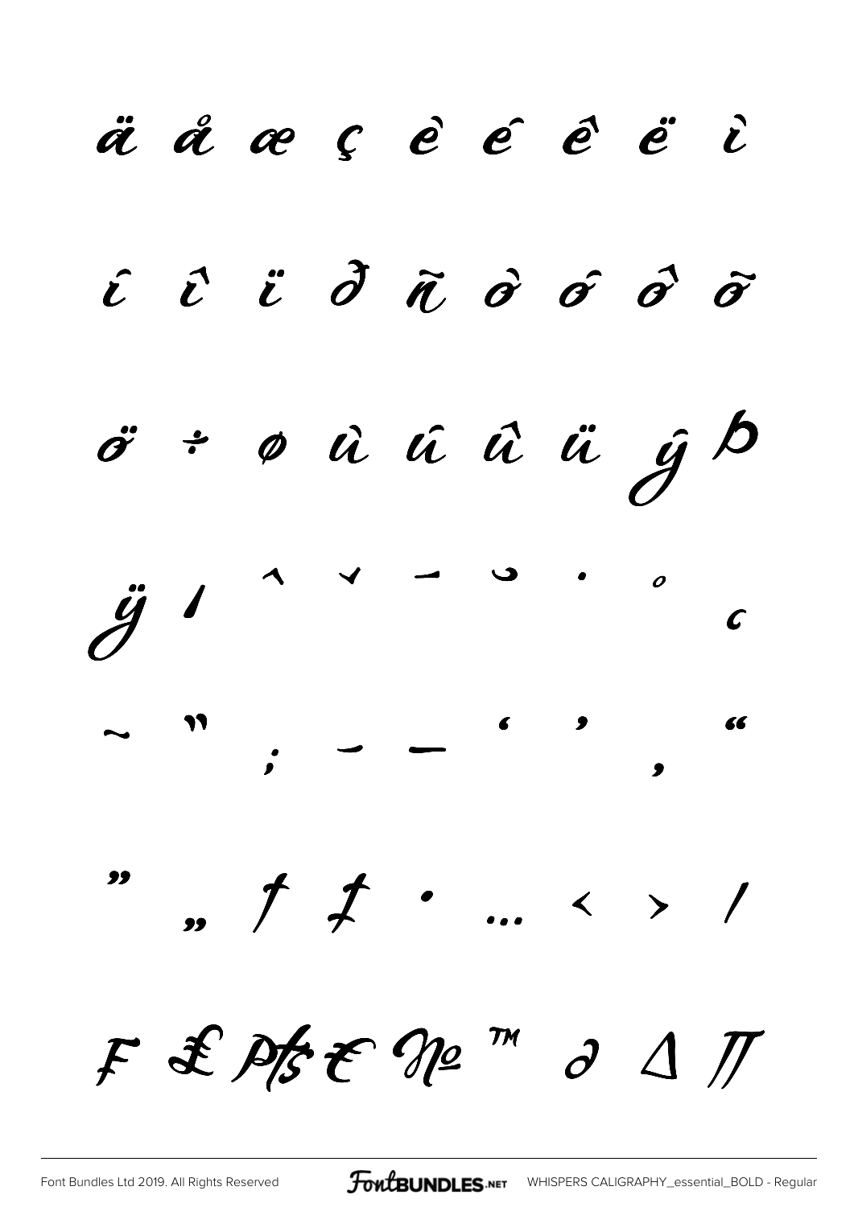ä å æ ç è é ê ë ì

í î ï ∂ ñ ò ó ô õ

ö ÷ ø ù ú û ü ý þ

ÿ ı ˆ ˇ ¯ ˘ ˙ ˚ ¸

˜ ˝ ; – — ' ' ‚ "

" „ † ‡ • … ‹ › ⁄

₣ ₤ ₧ € № ™ ∂ ∆ ∏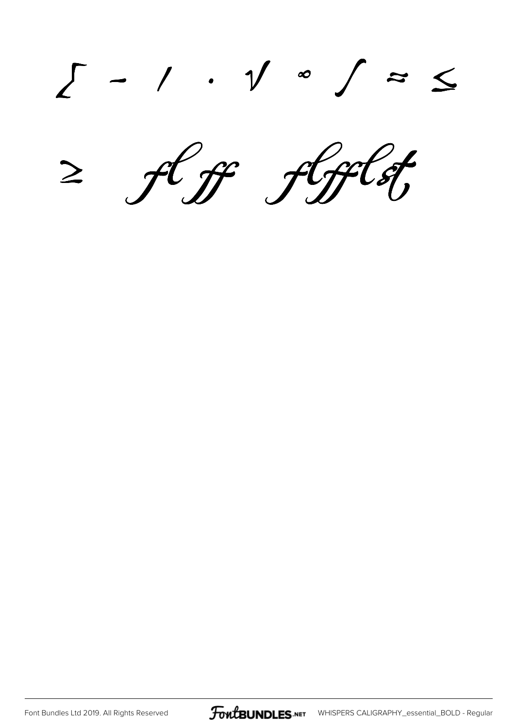∑ − ⁄ · √ ∞ ∫ ≈ ≤

≥ ﬂ ﬀ ﬄ ﬅ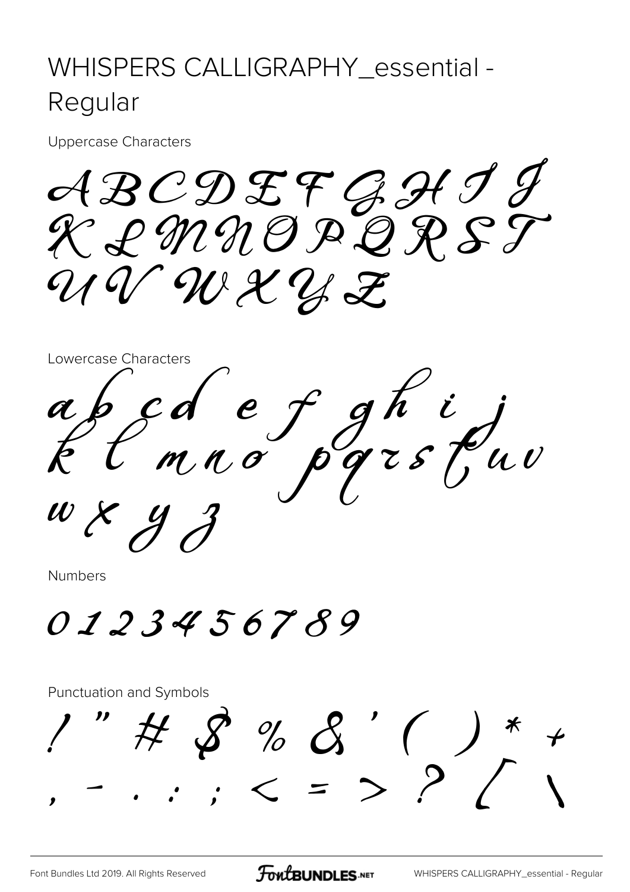# WHISPERS CALLIGRAPHY_essential - Regular

Uppercase Characters

A B C D E F G H I J K L M N O P Q R S T U V W X Y Z

Lowercase Characters

a b c d e f g h i j k l m n o p q r s t u v w x y z

Numbers

0 1 2 3 4 5 6 7 8 9

Punctuation and Symbols

! " # $ % & ' ( ) * + , - . : ; < = > ? [ \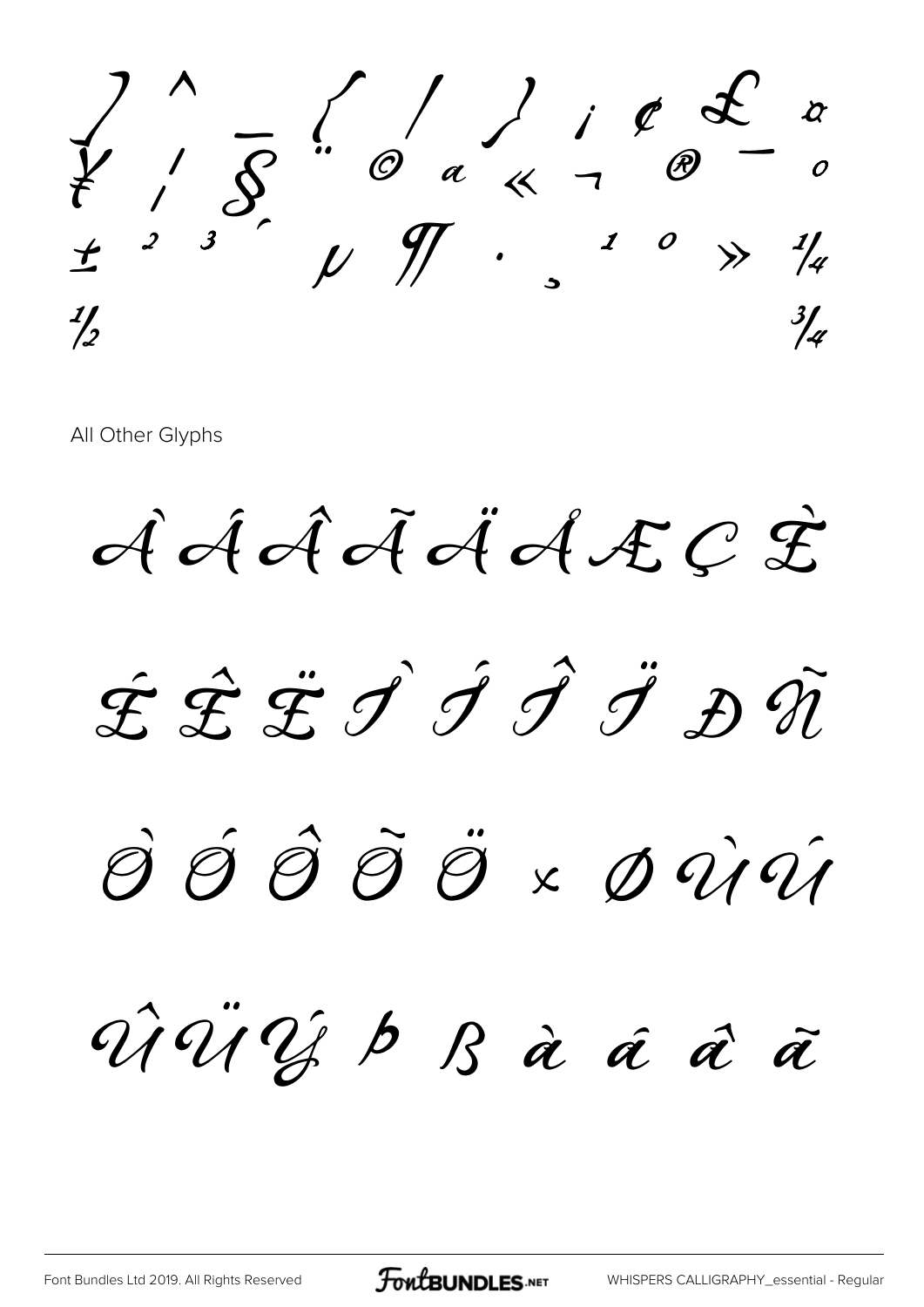] ^ _ { | } ¡ ¢ £ ¤
¥ ¦ § ¨ © ª « ¬ ® ¯ °
± ² ³ ´ µ ¶ · ¸ ¹ º » ¼
½ ¾

All Other Glyphs

À Á Â Ã Ä Å Æ Ç È

É Ê Ë Ì Í Î Ï Ð Ñ

Ò Ó Ô Õ Ö × Ø Ù Ú

Û Ü Ý Þ ß à á â ã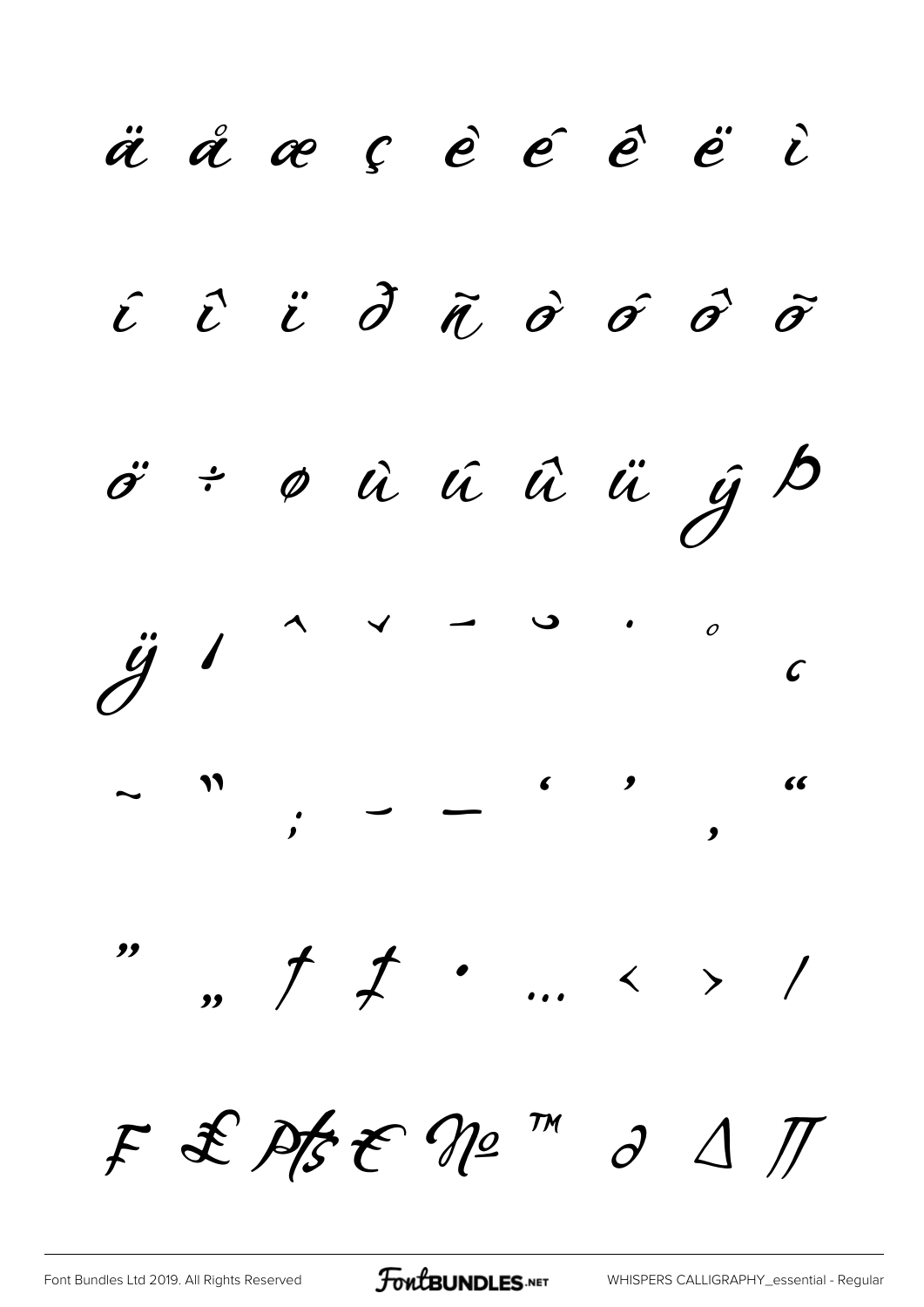ä å æ ç è é ê ë ì

í î ï ð ñ ò ó ô õ

ö ÷ ø ù ú û ü ý þ

ÿ ı ˆ ˇ ¯ ˘ ˙ ˚ ¸

˜ ˝ ; – — ‘ ’ ‚ “

” „ † ‡ • … ‹ › ⁄

₣ ₤ ₧ € № ™ ∂ ∆ ∏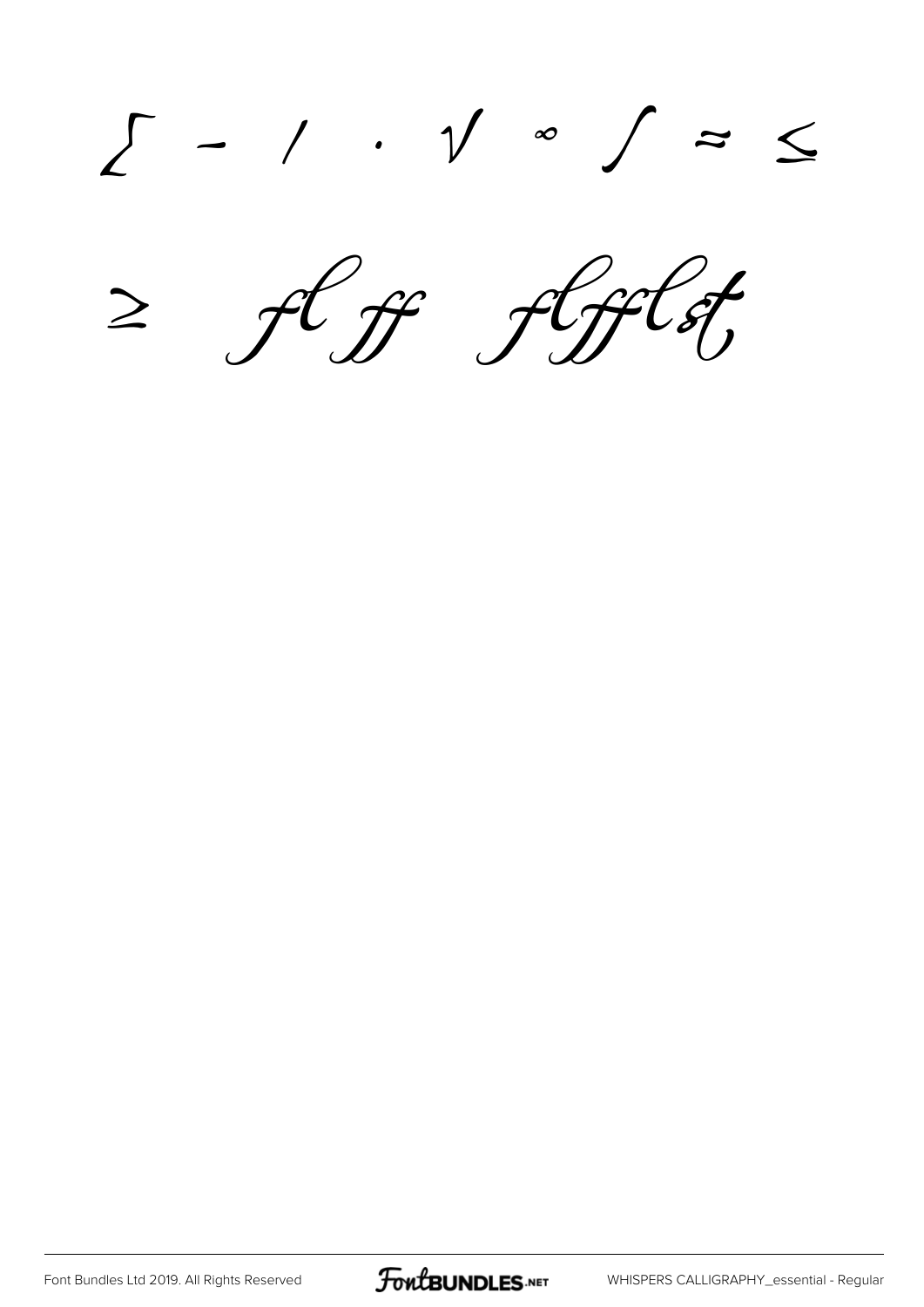∑ − ⁄ · √ ∞ ∫ ≈ ≤

≥ ﬂ ﬀ ﬄ ﬅ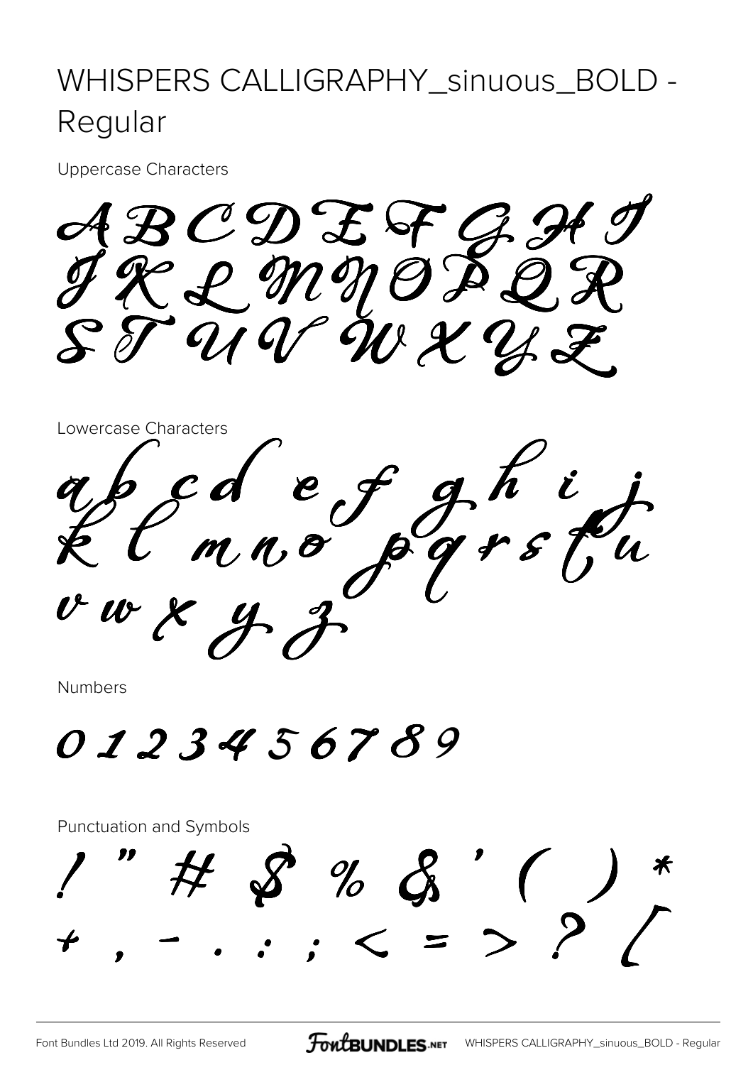# WHISPERS CALLIGRAPHY_sinuous_BOLD - Regular

Uppercase Characters

A B C D E F G H I
J K L M N O P Q R
S T U V W X Y Z

Lowercase Characters

a b c d e f g h i j
k l m n o p q r s t u
v w x y z

Numbers

0 1 2 3 4 5 6 7 8 9

Punctuation and Symbols

! " # $ % & ' ( ) *
+ , - . : ; < = > ? [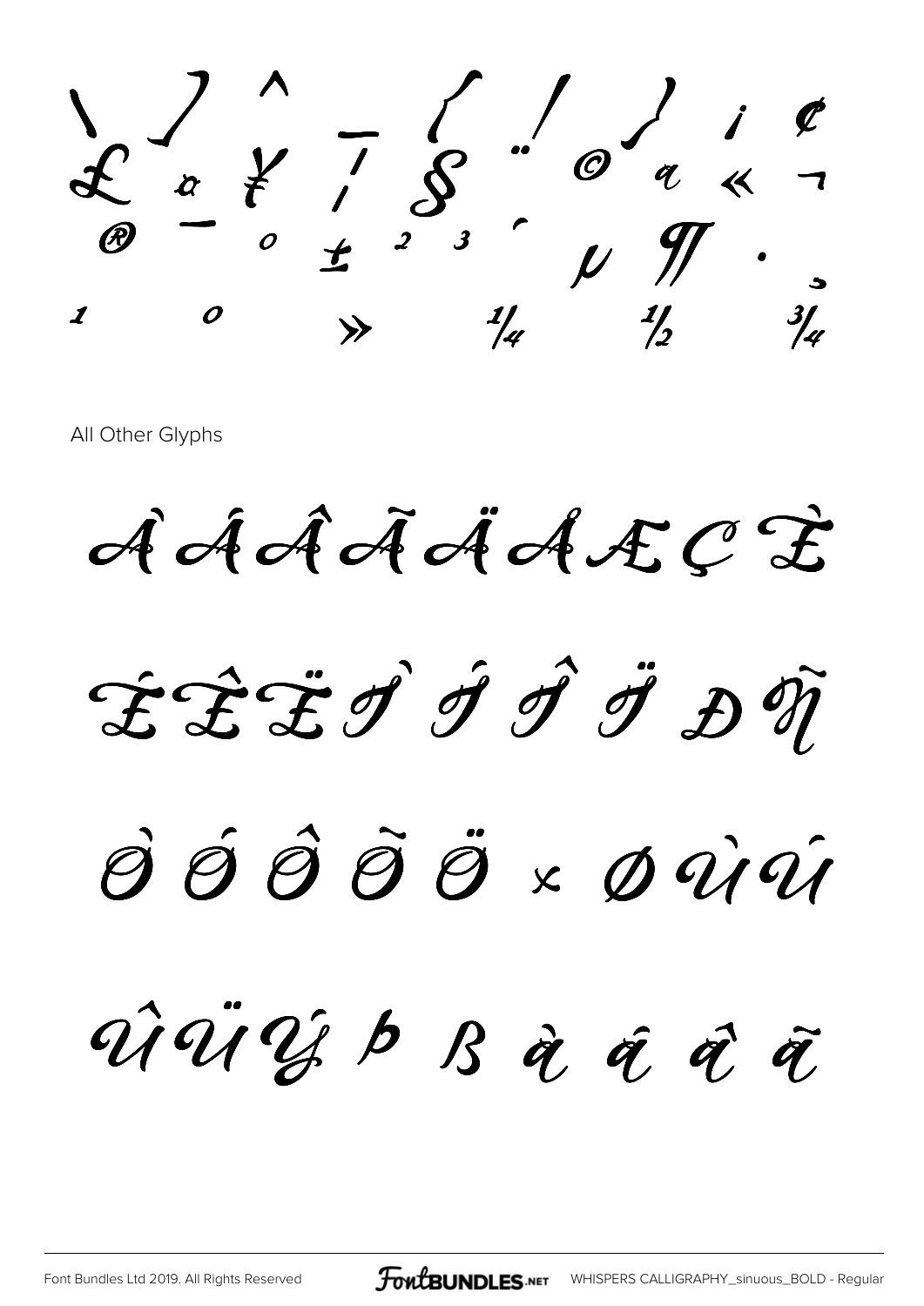\ ] ^ _ { | } ¡ ¢

£ ¤ ¥ ¦ § ¨ © ª « ¬

® ¯ ° ± ² ³ ´ µ ¶ · ¸

¹ º » ¼ ½ ¾

All Other Glyphs

À Á Â Ã Ä Å Æ Ç È

É Ê Ë Ì Í Î Ï Ð Ñ

Ò Ó Ô Õ Ö × Ø Ù Ú

Û Ü Ý Þ ß à á â ã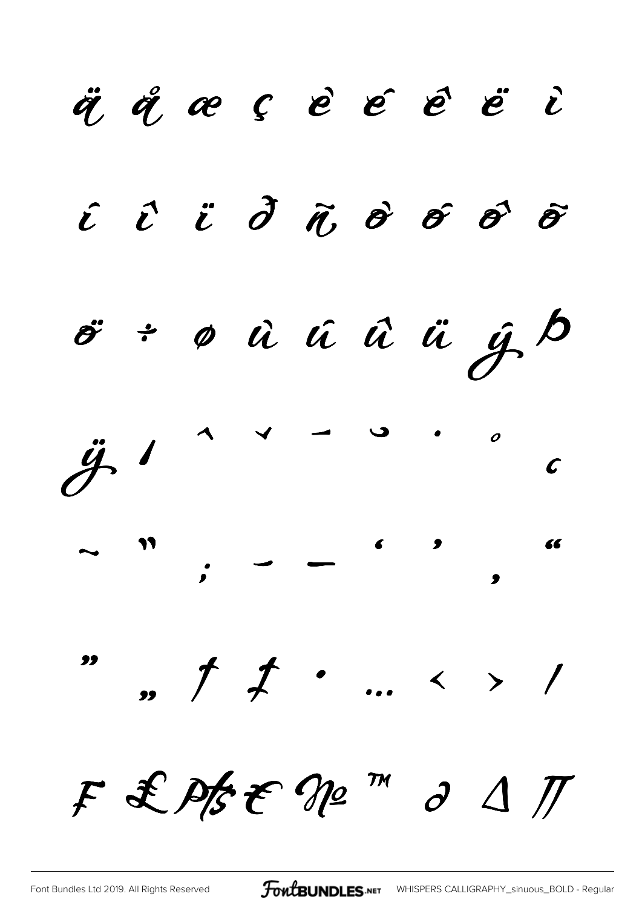ä å æ ç è é ê ë ì

í î ï ∂ ñ ò ó ô õ

ö ÷ ø ù ú û ü ý þ

ÿ ı ˆ ˇ ¯ ˘ ˙ ˚ ¸

˜ ˝ ; – — ' ' ‚ "

" „ † ‡ • … ‹ › ⁄

₣ ₤ ₧ € № ™ ∂ ∆ ∏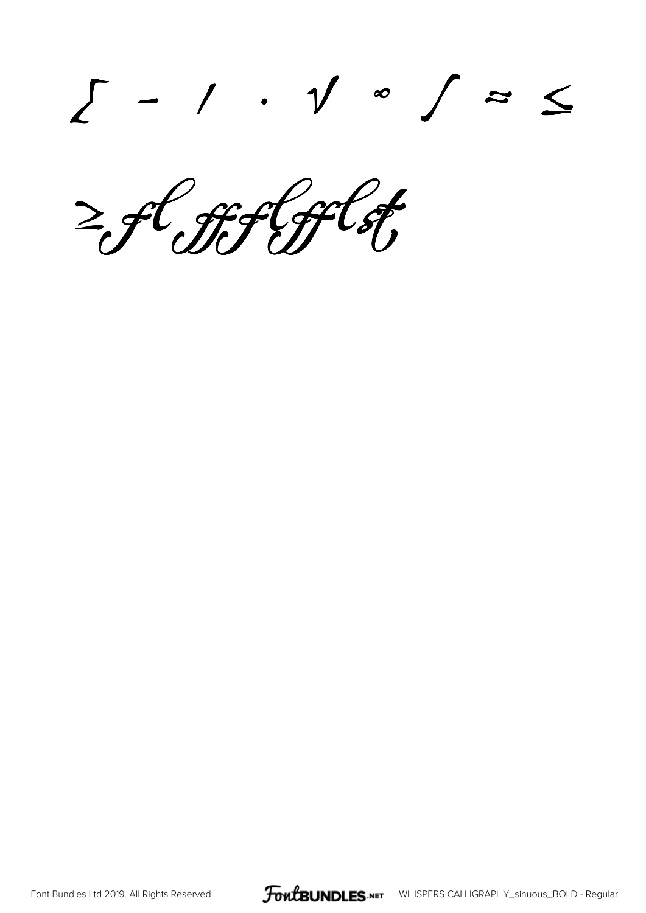∑ − ∕ ∙ √ ∞ ∫ ≈ ≤

≥ ﬂ ﬀ ﬃ ﬄ ﬅ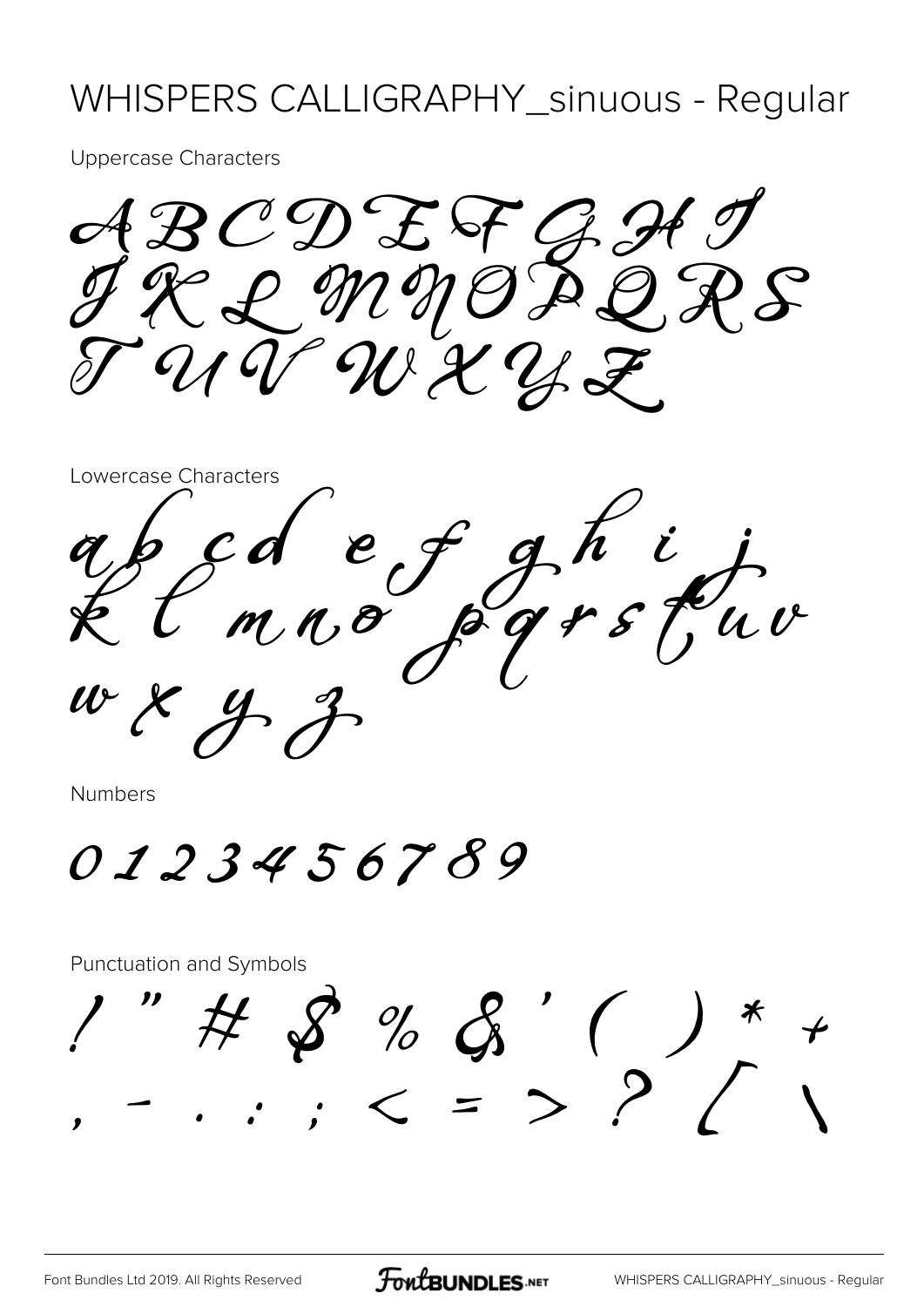# WHISPERS CALLIGRAPHY_sinuous - Regular

Uppercase Characters

A B C D E F G H I
J K L M N O P Q R S
T U V W X Y Z

Lowercase Characters

a b c d e f g h i j
k l m n o p q r s t u v
w x y z

Numbers

0 1 2 3 4 5 6 7 8 9

Punctuation and Symbols

! " # $ % & ' ( ) * +
, - . : ; < = > ? [ \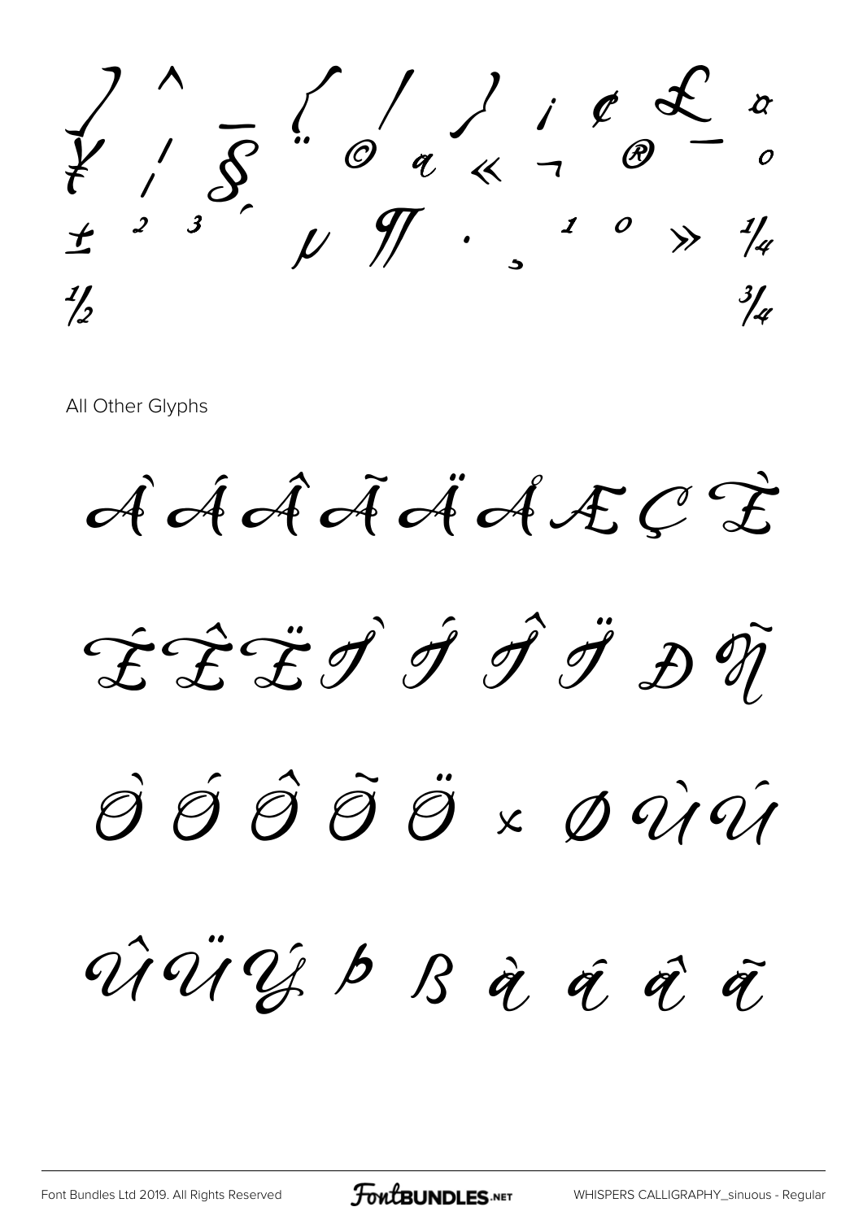¥ ¦ § ¨ © ª « ¬ ® ¯ ° ± ² ³ ´ µ ¶ · ¸ ¹ º » ¼ ½ ¾

All Other Glyphs

À Á Â Ã Ä Å Æ Ç È

É Ê Ë Ì Í Î Ï Ð Ñ

Ò Ó Ô Õ Ö × Ø Ù Ú

Û Ü Ý Þ ß à á â ã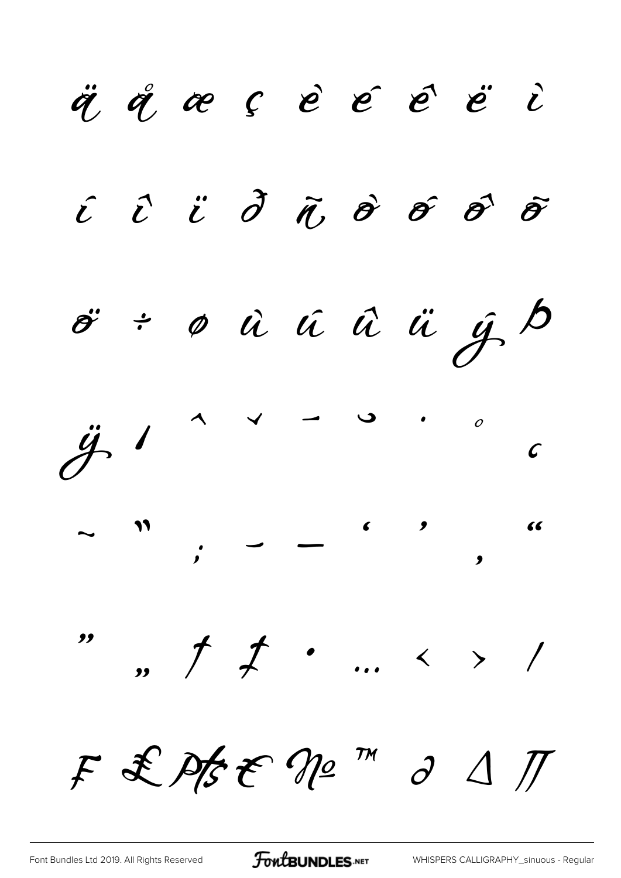ä å æ ç è é ê ë ì

í î ï ð ñ ò ó ô õ

ö ÷ ø ù ú û ü ý þ

ÿ ı ˆ ˇ ¯ ˘ ˙ ˚ ¸

˜ ˝ ; – — ‘ ’ ‚ “

” „ † ‡ • … ‹ › ⁄

₣ ₤ ₧ € № ™ ∂ ∆ ∏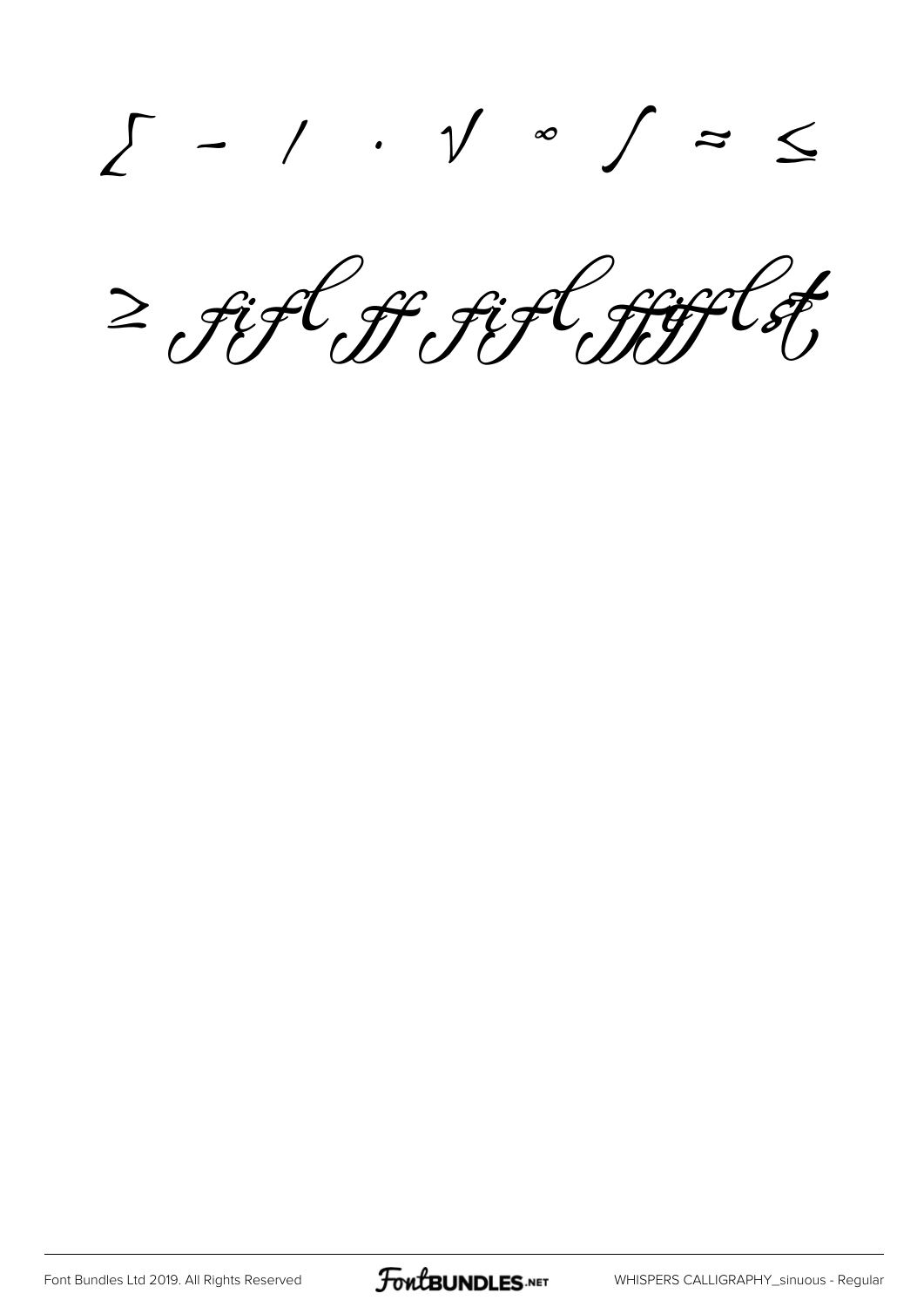∑ − ⁄ · √ ∞ ∫ ≈ ≤

≥ ﬁ ﬂ ﬀ ﬁ ﬂ ﬃ ﬄ ﬅ

Font Bundles Ltd 2019. All Rights Reserved

WHISPERS CALLIGRAPHY_sinuous - Regular